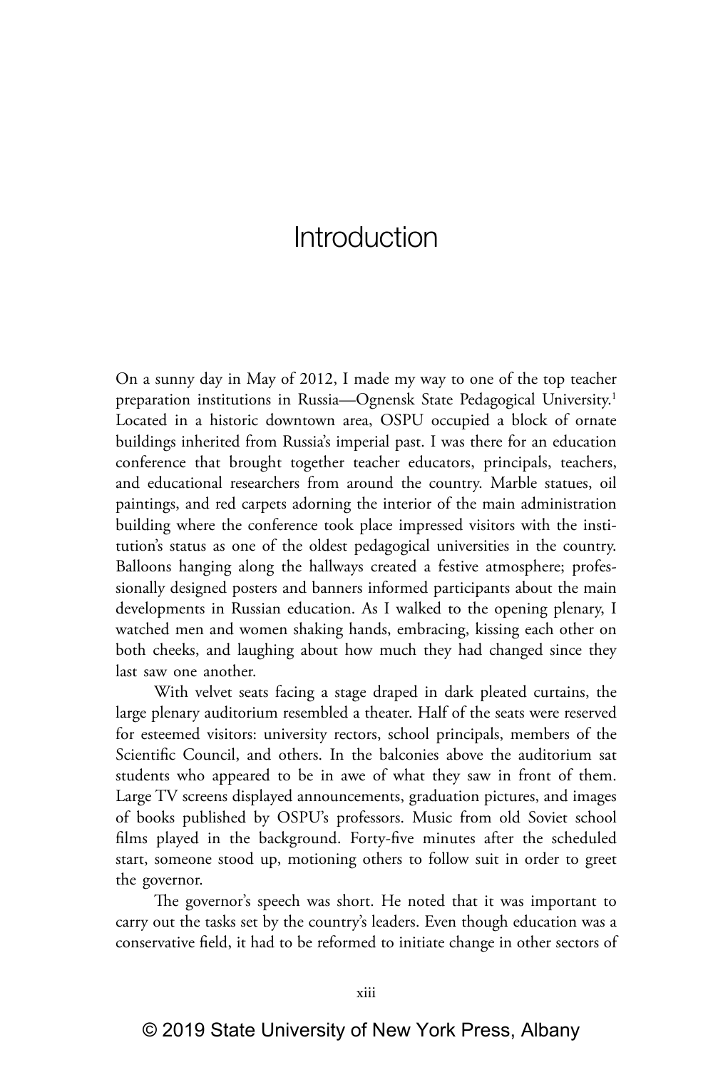# Introduction

On a sunny day in May of 2012, I made my way to one of the top teacher preparation institutions in Russia—Ognensk State Pedagogical University.[1] Located in a historic downtown area, OSPU occupied a block of ornate buildings inherited from Russia's imperial past. I was there for an education conference that brought together teacher educators, principals, teachers, and educational researchers from around the country. Marble statues, oil paintings, and red carpets adorning the interior of the main administration building where the conference took place impressed visitors with the institution's status as one of the oldest pedagogical universities in the country. Balloons hanging along the hallways created a festive atmosphere; professionally designed posters and banners informed participants about the main developments in Russian education. As I walked to the opening plenary, I watched men and women shaking hands, embracing, kissing each other on both cheeks, and laughing about how much they had changed since they last saw one another.

With velvet seats facing a stage draped in dark pleated curtains, the large plenary auditorium resembled a theater. Half of the seats were reserved for esteemed visitors: university rectors, school principals, members of the Scientific Council, and others. In the balconies above the auditorium sat students who appeared to be in awe of what they saw in front of them. Large TV screens displayed announcements, graduation pictures, and images of books published by OSPU's professors. Music from old Soviet school films played in the background. Forty-five minutes after the scheduled start, someone stood up, motioning others to follow suit in order to greet the governor.

The governor's speech was short. He noted that it was important to carry out the tasks set by the country's leaders. Even though education was a conservative field, it had to be reformed to initiate change in other sectors of

© 2019 State University of New York Press, Albany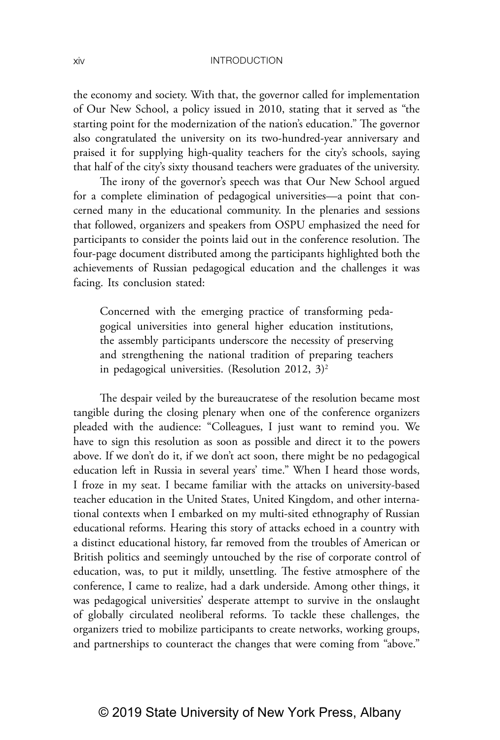the economy and society. With that, the governor called for implementation of Our New School, a policy issued in 2010, stating that it served as "the starting point for the modernization of the nation's education." The governor also congratulated the university on its two-hundred-year anniversary and praised it for supplying high-quality teachers for the city's schools, saying that half of the city's sixty thousand teachers were graduates of the university.

The irony of the governor's speech was that Our New School argued for a complete elimination of pedagogical universities—a point that concerned many in the educational community. In the plenaries and sessions that followed, organizers and speakers from OSPU emphasized the need for participants to consider the points laid out in the conference resolution. The four-page document distributed among the participants highlighted both the achievements of Russian pedagogical education and the challenges it was facing. Its conclusion stated:

> Concerned with the emerging practice of transforming pedagogical universities into general higher education institutions, the assembly participants underscore the necessity of preserving and strengthening the national tradition of preparing teachers in pedagogical universities. (Resolution 2012, 3)[2]

The despair veiled by the bureaucratese of the resolution became most tangible during the closing plenary when one of the conference organizers pleaded with the audience: "Colleagues, I just want to remind you. We have to sign this resolution as soon as possible and direct it to the powers above. If we don't do it, if we don't act soon, there might be no pedagogical education left in Russia in several years' time." When I heard those words, I froze in my seat. I became familiar with the attacks on university-based teacher education in the United States, United Kingdom, and other international contexts when I embarked on my multi-sited ethnography of Russian educational reforms. Hearing this story of attacks echoed in a country with a distinct educational history, far removed from the troubles of American or British politics and seemingly untouched by the rise of corporate control of education, was, to put it mildly, unsettling. The festive atmosphere of the conference, I came to realize, had a dark underside. Among other things, it was pedagogical universities' desperate attempt to survive in the onslaught of globally circulated neoliberal reforms. To tackle these challenges, the organizers tried to mobilize participants to create networks, working groups, and partnerships to counteract the changes that were coming from "above."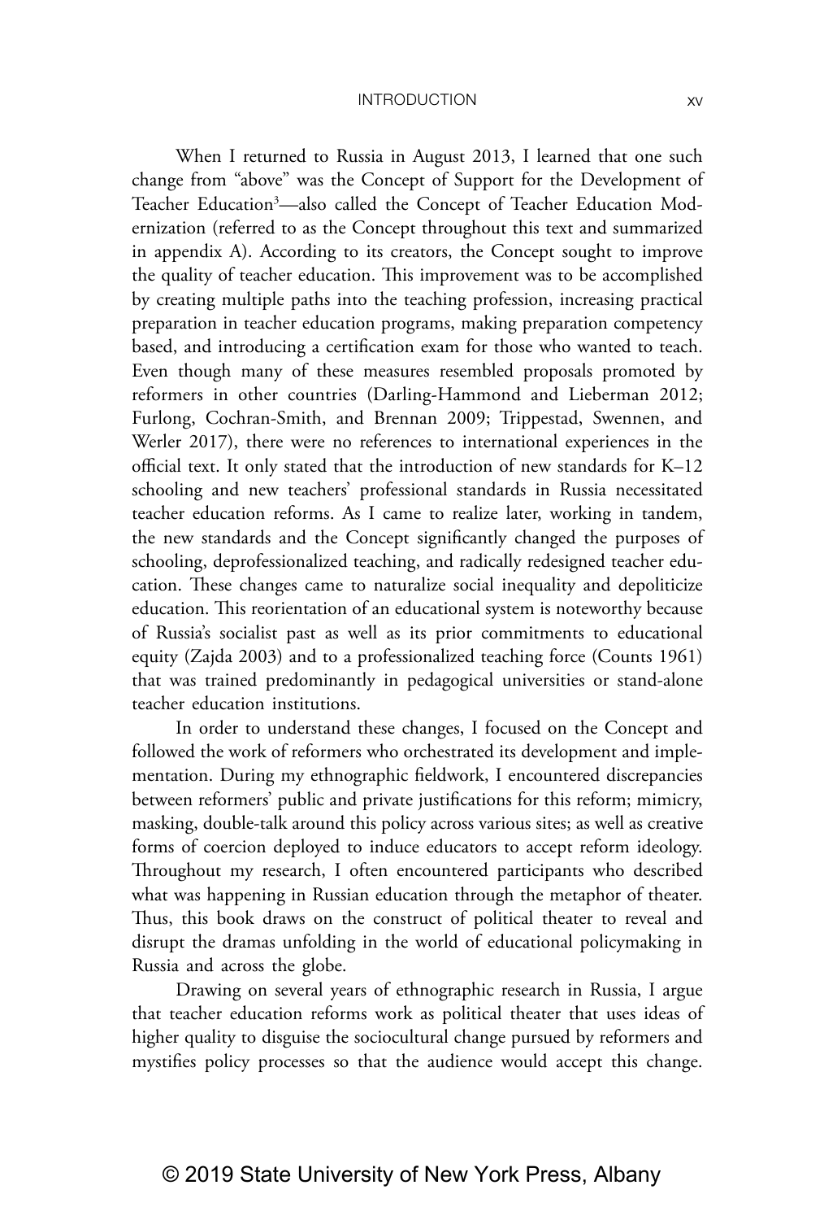When I returned to Russia in August 2013, I learned that one such change from "above" was the Concept of Support for the Development of Teacher Education[3]—also called the Concept of Teacher Education Modernization (referred to as the Concept throughout this text and summarized in appendix A). According to its creators, the Concept sought to improve the quality of teacher education. This improvement was to be accomplished by creating multiple paths into the teaching profession, increasing practical preparation in teacher education programs, making preparation competency based, and introducing a certification exam for those who wanted to teach. Even though many of these measures resembled proposals promoted by reformers in other countries (Darling-Hammond and Lieberman 2012; Furlong, Cochran-Smith, and Brennan 2009; Trippestad, Swennen, and Werler 2017), there were no references to international experiences in the official text. It only stated that the introduction of new standards for K–12 schooling and new teachers' professional standards in Russia necessitated teacher education reforms. As I came to realize later, working in tandem, the new standards and the Concept significantly changed the purposes of schooling, deprofessionalized teaching, and radically redesigned teacher education. These changes came to naturalize social inequality and depoliticize education. This reorientation of an educational system is noteworthy because of Russia's socialist past as well as its prior commitments to educational equity (Zajda 2003) and to a professionalized teaching force (Counts 1961) that was trained predominantly in pedagogical universities or stand-alone teacher education institutions.

In order to understand these changes, I focused on the Concept and followed the work of reformers who orchestrated its development and implementation. During my ethnographic fieldwork, I encountered discrepancies between reformers' public and private justifications for this reform; mimicry, masking, double-talk around this policy across various sites; as well as creative forms of coercion deployed to induce educators to accept reform ideology. Throughout my research, I often encountered participants who described what was happening in Russian education through the metaphor of theater. Thus, this book draws on the construct of political theater to reveal and disrupt the dramas unfolding in the world of educational policymaking in Russia and across the globe.

Drawing on several years of ethnographic research in Russia, I argue that teacher education reforms work as political theater that uses ideas of higher quality to disguise the sociocultural change pursued by reformers and mystifies policy processes so that the audience would accept this change.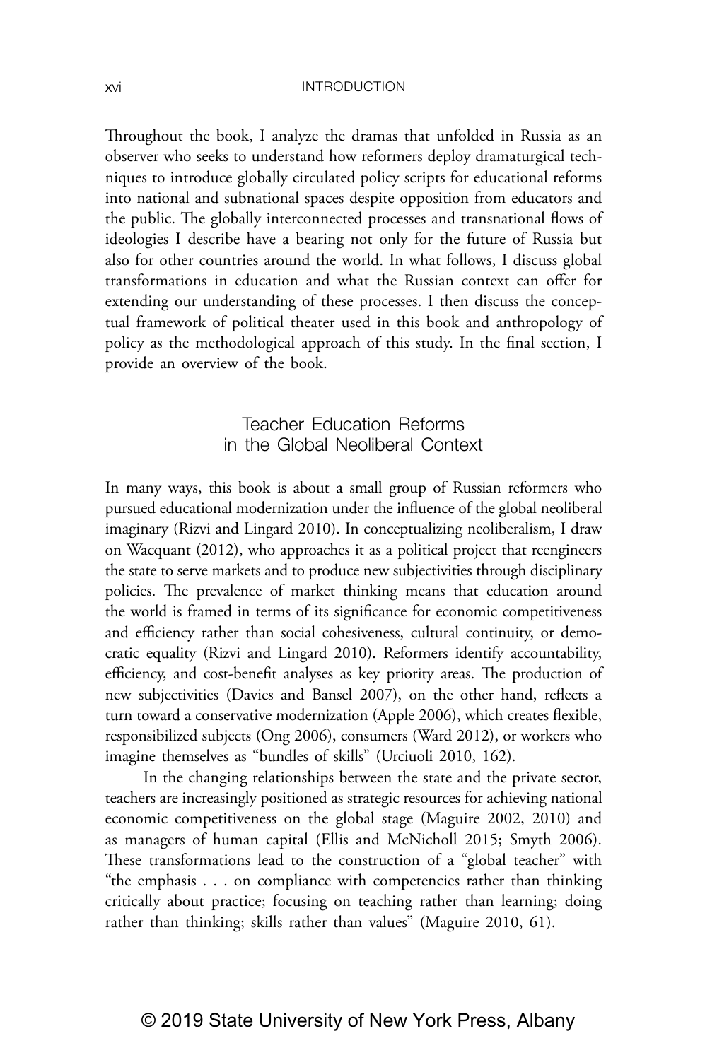Throughout the book, I analyze the dramas that unfolded in Russia as an observer who seeks to understand how reformers deploy dramaturgical techniques to introduce globally circulated policy scripts for educational reforms into national and subnational spaces despite opposition from educators and the public. The globally interconnected processes and transnational flows of ideologies I describe have a bearing not only for the future of Russia but also for other countries around the world. In what follows, I discuss global transformations in education and what the Russian context can offer for extending our understanding of these processes. I then discuss the conceptual framework of political theater used in this book and anthropology of policy as the methodological approach of this study. In the final section, I provide an overview of the book.

## Teacher Education Reforms in the Global Neoliberal Context

In many ways, this book is about a small group of Russian reformers who pursued educational modernization under the influence of the global neoliberal imaginary (Rizvi and Lingard 2010). In conceptualizing neoliberalism, I draw on Wacquant (2012), who approaches it as a political project that reengineers the state to serve markets and to produce new subjectivities through disciplinary policies. The prevalence of market thinking means that education around the world is framed in terms of its significance for economic competitiveness and efficiency rather than social cohesiveness, cultural continuity, or democratic equality (Rizvi and Lingard 2010). Reformers identify accountability, efficiency, and cost-benefit analyses as key priority areas. The production of new subjectivities (Davies and Bansel 2007), on the other hand, reflects a turn toward a conservative modernization (Apple 2006), which creates flexible, responsibilized subjects (Ong 2006), consumers (Ward 2012), or workers who imagine themselves as "bundles of skills" (Urciuoli 2010, 162).

In the changing relationships between the state and the private sector, teachers are increasingly positioned as strategic resources for achieving national economic competitiveness on the global stage (Maguire 2002, 2010) and as managers of human capital (Ellis and McNicholl 2015; Smyth 2006). These transformations lead to the construction of a "global teacher" with "the emphasis . . . on compliance with competencies rather than thinking critically about practice; focusing on teaching rather than learning; doing rather than thinking; skills rather than values" (Maguire 2010, 61).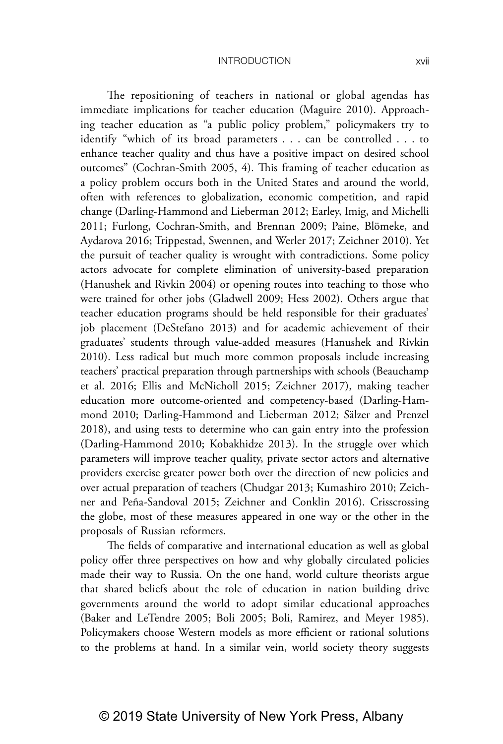The repositioning of teachers in national or global agendas has immediate implications for teacher education (Maguire 2010). Approaching teacher education as "a public policy problem," policymakers try to identify "which of its broad parameters . . . can be controlled . . . to enhance teacher quality and thus have a positive impact on desired school outcomes" (Cochran-Smith 2005, 4). This framing of teacher education as a policy problem occurs both in the United States and around the world, often with references to globalization, economic competition, and rapid change (Darling-Hammond and Lieberman 2012; Earley, Imig, and Michelli 2011; Furlong, Cochran-Smith, and Brennan 2009; Paine, Blömeke, and Aydarova 2016; Trippestad, Swennen, and Werler 2017; Zeichner 2010). Yet the pursuit of teacher quality is wrought with contradictions. Some policy actors advocate for complete elimination of university-based preparation (Hanushek and Rivkin 2004) or opening routes into teaching to those who were trained for other jobs (Gladwell 2009; Hess 2002). Others argue that teacher education programs should be held responsible for their graduates' job placement (DeStefano 2013) and for academic achievement of their graduates' students through value-added measures (Hanushek and Rivkin 2010). Less radical but much more common proposals include increasing teachers' practical preparation through partnerships with schools (Beauchamp et al. 2016; Ellis and McNicholl 2015; Zeichner 2017), making teacher education more outcome-oriented and competency-based (Darling-Hammond 2010; Darling-Hammond and Lieberman 2012; Sälzer and Prenzel 2018), and using tests to determine who can gain entry into the profession (Darling-Hammond 2010; Kobakhidze 2013). In the struggle over which parameters will improve teacher quality, private sector actors and alternative providers exercise greater power both over the direction of new policies and over actual preparation of teachers (Chudgar 2013; Kumashiro 2010; Zeichner and Peña-Sandoval 2015; Zeichner and Conklin 2016). Crisscrossing the globe, most of these measures appeared in one way or the other in the proposals of Russian reformers.

The fields of comparative and international education as well as global policy offer three perspectives on how and why globally circulated policies made their way to Russia. On the one hand, world culture theorists argue that shared beliefs about the role of education in nation building drive governments around the world to adopt similar educational approaches (Baker and LeTendre 2005; Boli 2005; Boli, Ramirez, and Meyer 1985). Policymakers choose Western models as more efficient or rational solutions to the problems at hand. In a similar vein, world society theory suggests

© 2019 State University of New York Press, Albany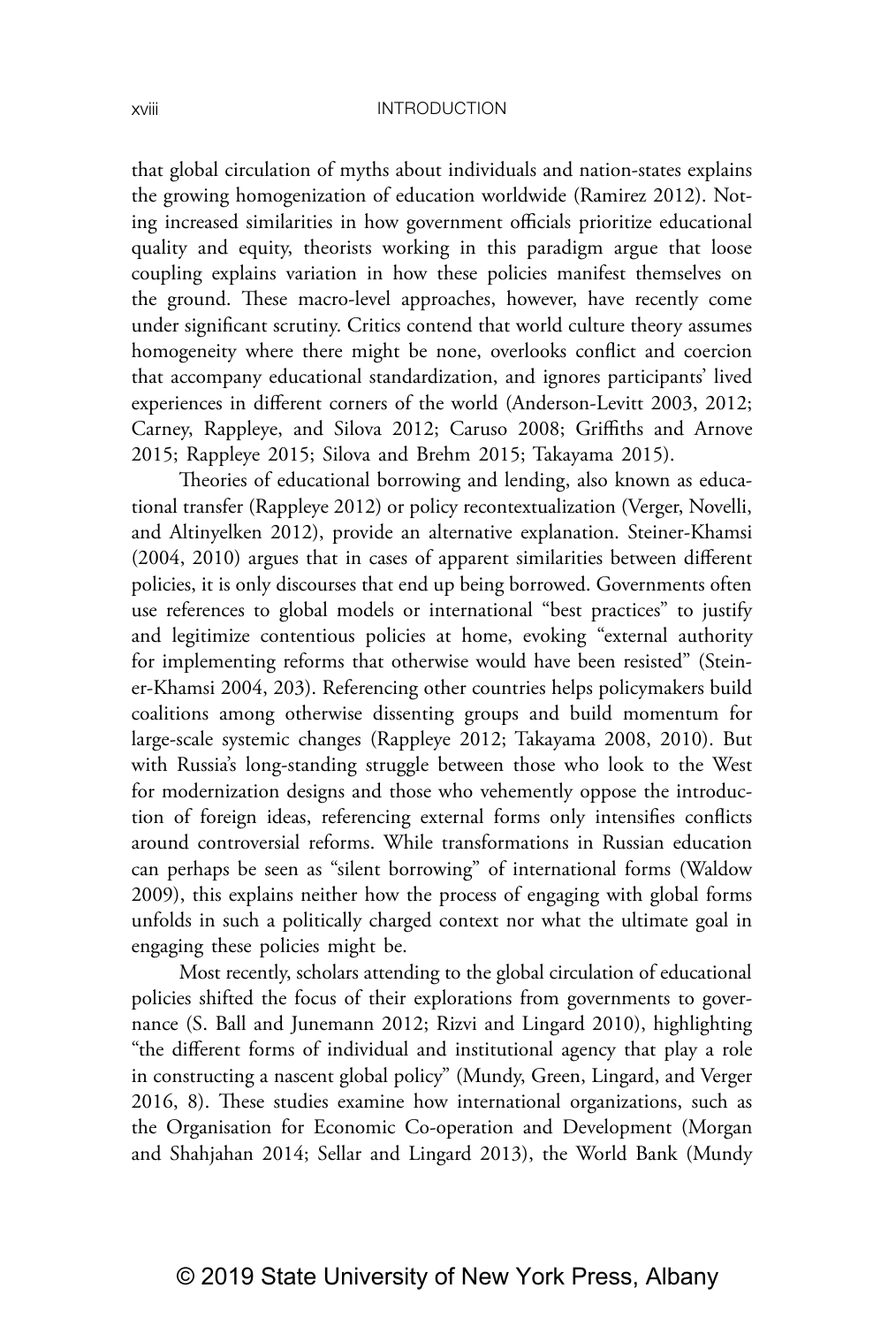that global circulation of myths about individuals and nation-states explains the growing homogenization of education worldwide (Ramirez 2012). Noting increased similarities in how government officials prioritize educational quality and equity, theorists working in this paradigm argue that loose coupling explains variation in how these policies manifest themselves on the ground. These macro-level approaches, however, have recently come under significant scrutiny. Critics contend that world culture theory assumes homogeneity where there might be none, overlooks conflict and coercion that accompany educational standardization, and ignores participants' lived experiences in different corners of the world (Anderson-Levitt 2003, 2012; Carney, Rappleye, and Silova 2012; Caruso 2008; Griffiths and Arnove 2015; Rappleye 2015; Silova and Brehm 2015; Takayama 2015).

Theories of educational borrowing and lending, also known as educational transfer (Rappleye 2012) or policy recontextualization (Verger, Novelli, and Altinyelken 2012), provide an alternative explanation. Steiner-Khamsi (2004, 2010) argues that in cases of apparent similarities between different policies, it is only discourses that end up being borrowed. Governments often use references to global models or international "best practices" to justify and legitimize contentious policies at home, evoking "external authority for implementing reforms that otherwise would have been resisted" (Steiner-Khamsi 2004, 203). Referencing other countries helps policymakers build coalitions among otherwise dissenting groups and build momentum for large-scale systemic changes (Rappleye 2012; Takayama 2008, 2010). But with Russia's long-standing struggle between those who look to the West for modernization designs and those who vehemently oppose the introduction of foreign ideas, referencing external forms only intensifies conflicts around controversial reforms. While transformations in Russian education can perhaps be seen as "silent borrowing" of international forms (Waldow 2009), this explains neither how the process of engaging with global forms unfolds in such a politically charged context nor what the ultimate goal in engaging these policies might be.

Most recently, scholars attending to the global circulation of educational policies shifted the focus of their explorations from governments to governance (S. Ball and Junemann 2012; Rizvi and Lingard 2010), highlighting "the different forms of individual and institutional agency that play a role in constructing a nascent global policy" (Mundy, Green, Lingard, and Verger 2016, 8). These studies examine how international organizations, such as the Organisation for Economic Co-operation and Development (Morgan and Shahjahan 2014; Sellar and Lingard 2013), the World Bank (Mundy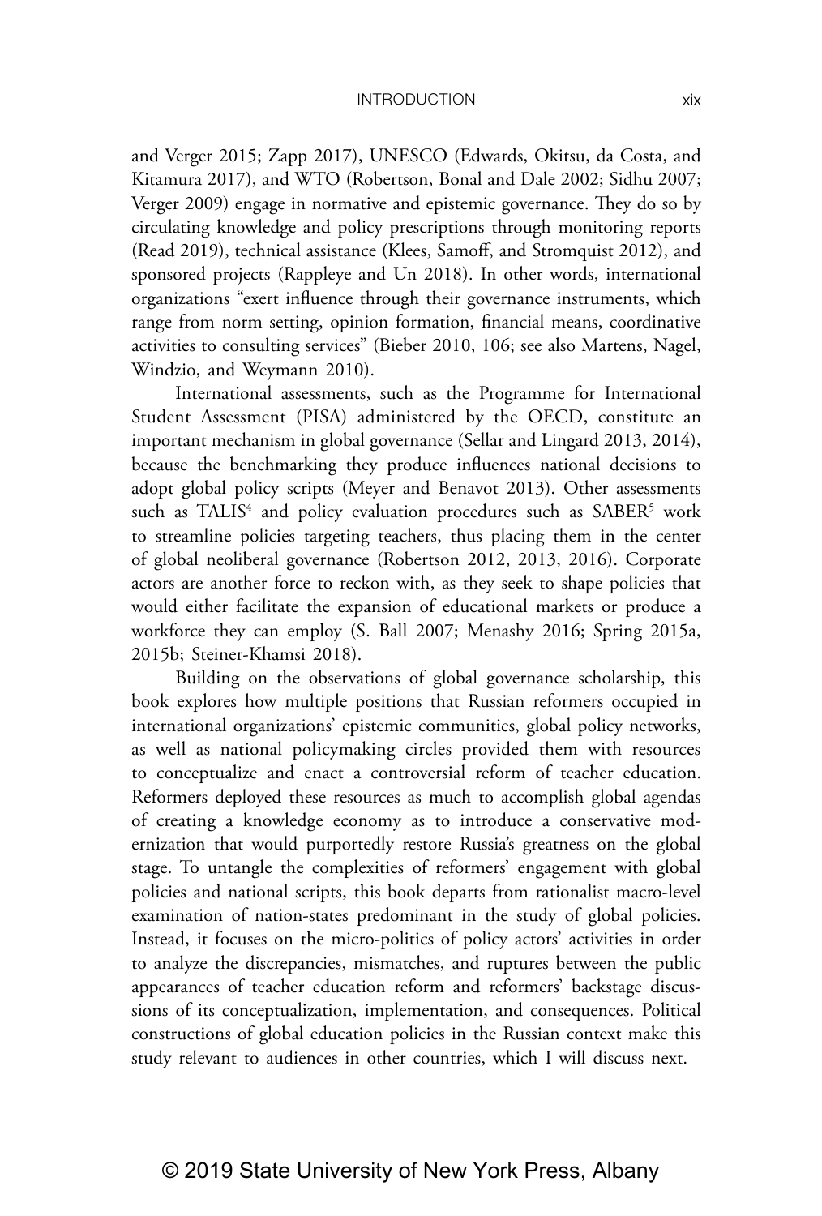and Verger 2015; Zapp 2017), UNESCO (Edwards, Okitsu, da Costa, and Kitamura 2017), and WTO (Robertson, Bonal and Dale 2002; Sidhu 2007; Verger 2009) engage in normative and epistemic governance. They do so by circulating knowledge and policy prescriptions through monitoring reports (Read 2019), technical assistance (Klees, Samoff, and Stromquist 2012), and sponsored projects (Rappleye and Un 2018). In other words, international organizations "exert influence through their governance instruments, which range from norm setting, opinion formation, financial means, coordinative activities to consulting services" (Bieber 2010, 106; see also Martens, Nagel, Windzio, and Weymann 2010).

International assessments, such as the Programme for International Student Assessment (PISA) administered by the OECD, constitute an important mechanism in global governance (Sellar and Lingard 2013, 2014), because the benchmarking they produce influences national decisions to adopt global policy scripts (Meyer and Benavot 2013). Other assessments such as TALIS[4] and policy evaluation procedures such as SABER[5] work to streamline policies targeting teachers, thus placing them in the center of global neoliberal governance (Robertson 2012, 2013, 2016). Corporate actors are another force to reckon with, as they seek to shape policies that would either facilitate the expansion of educational markets or produce a workforce they can employ (S. Ball 2007; Menashy 2016; Spring 2015a, 2015b; Steiner-Khamsi 2018).

Building on the observations of global governance scholarship, this book explores how multiple positions that Russian reformers occupied in international organizations' epistemic communities, global policy networks, as well as national policymaking circles provided them with resources to conceptualize and enact a controversial reform of teacher education. Reformers deployed these resources as much to accomplish global agendas of creating a knowledge economy as to introduce a conservative modernization that would purportedly restore Russia's greatness on the global stage. To untangle the complexities of reformers' engagement with global policies and national scripts, this book departs from rationalist macro-level examination of nation-states predominant in the study of global policies. Instead, it focuses on the micro-politics of policy actors' activities in order to analyze the discrepancies, mismatches, and ruptures between the public appearances of teacher education reform and reformers' backstage discussions of its conceptualization, implementation, and consequences. Political constructions of global education policies in the Russian context make this study relevant to audiences in other countries, which I will discuss next.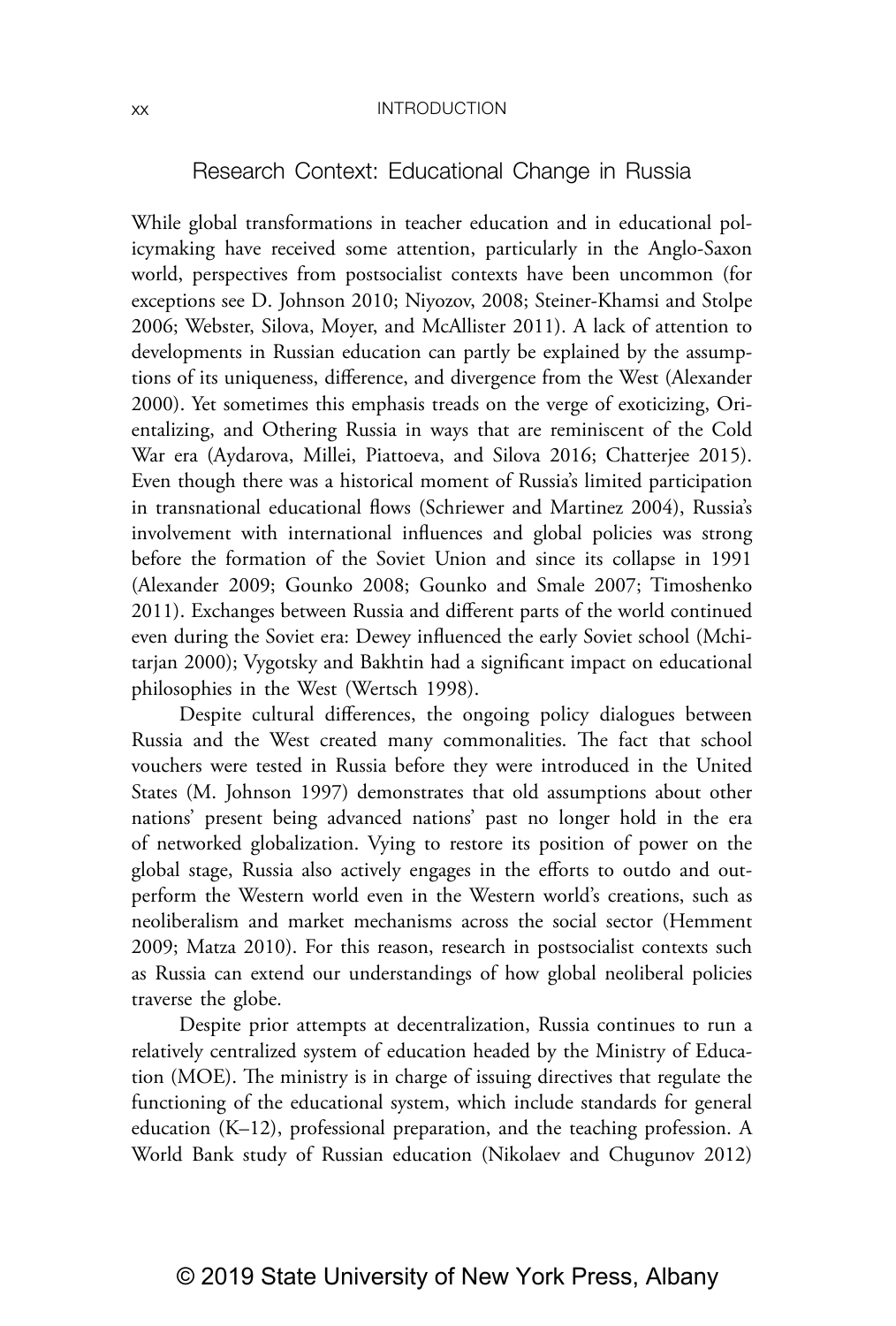## Research Context: Educational Change in Russia

While global transformations in teacher education and in educational policymaking have received some attention, particularly in the Anglo-Saxon world, perspectives from postsocialist contexts have been uncommon (for exceptions see D. Johnson 2010; Niyozov, 2008; Steiner-Khamsi and Stolpe 2006; Webster, Silova, Moyer, and McAllister 2011). A lack of attention to developments in Russian education can partly be explained by the assumptions of its uniqueness, difference, and divergence from the West (Alexander 2000). Yet sometimes this emphasis treads on the verge of exoticizing, Orientalizing, and Othering Russia in ways that are reminiscent of the Cold War era (Aydarova, Millei, Piattoeva, and Silova 2016; Chatterjee 2015). Even though there was a historical moment of Russia's limited participation in transnational educational flows (Schriewer and Martinez 2004), Russia's involvement with international influences and global policies was strong before the formation of the Soviet Union and since its collapse in 1991 (Alexander 2009; Gounko 2008; Gounko and Smale 2007; Timoshenko 2011). Exchanges between Russia and different parts of the world continued even during the Soviet era: Dewey influenced the early Soviet school (Mchitarjan 2000); Vygotsky and Bakhtin had a significant impact on educational philosophies in the West (Wertsch 1998).

Despite cultural differences, the ongoing policy dialogues between Russia and the West created many commonalities. The fact that school vouchers were tested in Russia before they were introduced in the United States (M. Johnson 1997) demonstrates that old assumptions about other nations' present being advanced nations' past no longer hold in the era of networked globalization. Vying to restore its position of power on the global stage, Russia also actively engages in the efforts to outdo and outperform the Western world even in the Western world's creations, such as neoliberalism and market mechanisms across the social sector (Hemment 2009; Matza 2010). For this reason, research in postsocialist contexts such as Russia can extend our understandings of how global neoliberal policies traverse the globe.

Despite prior attempts at decentralization, Russia continues to run a relatively centralized system of education headed by the Ministry of Education (MOE). The ministry is in charge of issuing directives that regulate the functioning of the educational system, which include standards for general education (K–12), professional preparation, and the teaching profession. A World Bank study of Russian education (Nikolaev and Chugunov 2012)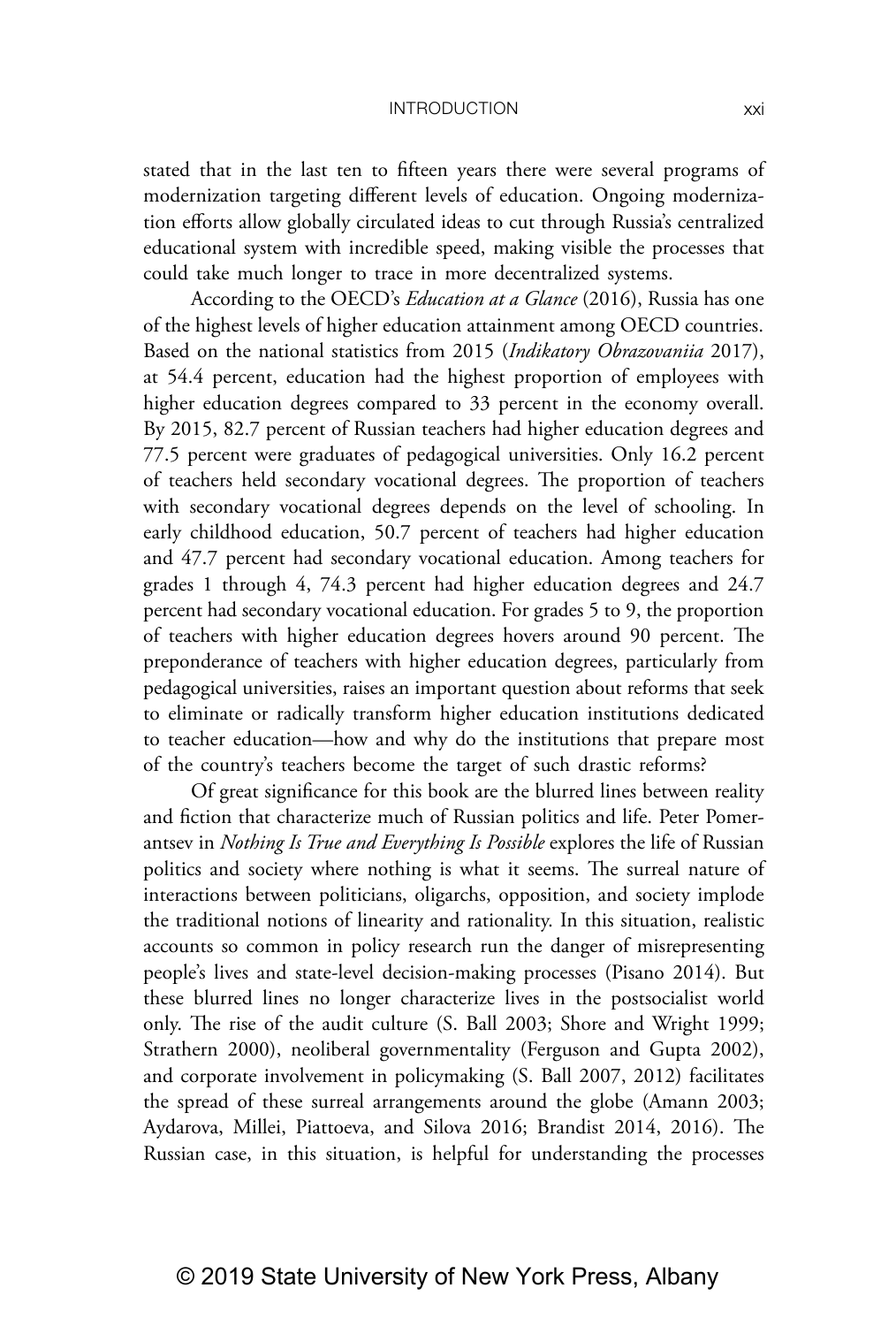stated that in the last ten to fifteen years there were several programs of modernization targeting different levels of education. Ongoing modernization efforts allow globally circulated ideas to cut through Russia's centralized educational system with incredible speed, making visible the processes that could take much longer to trace in more decentralized systems.

According to the OECD's *Education at a Glance* (2016), Russia has one of the highest levels of higher education attainment among OECD countries. Based on the national statistics from 2015 (*Indikatory Obrazovaniia* 2017), at 54.4 percent, education had the highest proportion of employees with higher education degrees compared to 33 percent in the economy overall. By 2015, 82.7 percent of Russian teachers had higher education degrees and 77.5 percent were graduates of pedagogical universities. Only 16.2 percent of teachers held secondary vocational degrees. The proportion of teachers with secondary vocational degrees depends on the level of schooling. In early childhood education, 50.7 percent of teachers had higher education and 47.7 percent had secondary vocational education. Among teachers for grades 1 through 4, 74.3 percent had higher education degrees and 24.7 percent had secondary vocational education. For grades 5 to 9, the proportion of teachers with higher education degrees hovers around 90 percent. The preponderance of teachers with higher education degrees, particularly from pedagogical universities, raises an important question about reforms that seek to eliminate or radically transform higher education institutions dedicated to teacher education—how and why do the institutions that prepare most of the country's teachers become the target of such drastic reforms?

Of great significance for this book are the blurred lines between reality and fiction that characterize much of Russian politics and life. Peter Pomerantsev in *Nothing Is True and Everything Is Possible* explores the life of Russian politics and society where nothing is what it seems. The surreal nature of interactions between politicians, oligarchs, opposition, and society implode the traditional notions of linearity and rationality. In this situation, realistic accounts so common in policy research run the danger of misrepresenting people's lives and state-level decision-making processes (Pisano 2014). But these blurred lines no longer characterize lives in the postsocialist world only. The rise of the audit culture (S. Ball 2003; Shore and Wright 1999; Strathern 2000), neoliberal governmentality (Ferguson and Gupta 2002), and corporate involvement in policymaking (S. Ball 2007, 2012) facilitates the spread of these surreal arrangements around the globe (Amann 2003; Aydarova, Millei, Piattoeva, and Silova 2016; Brandist 2014, 2016). The Russian case, in this situation, is helpful for understanding the processes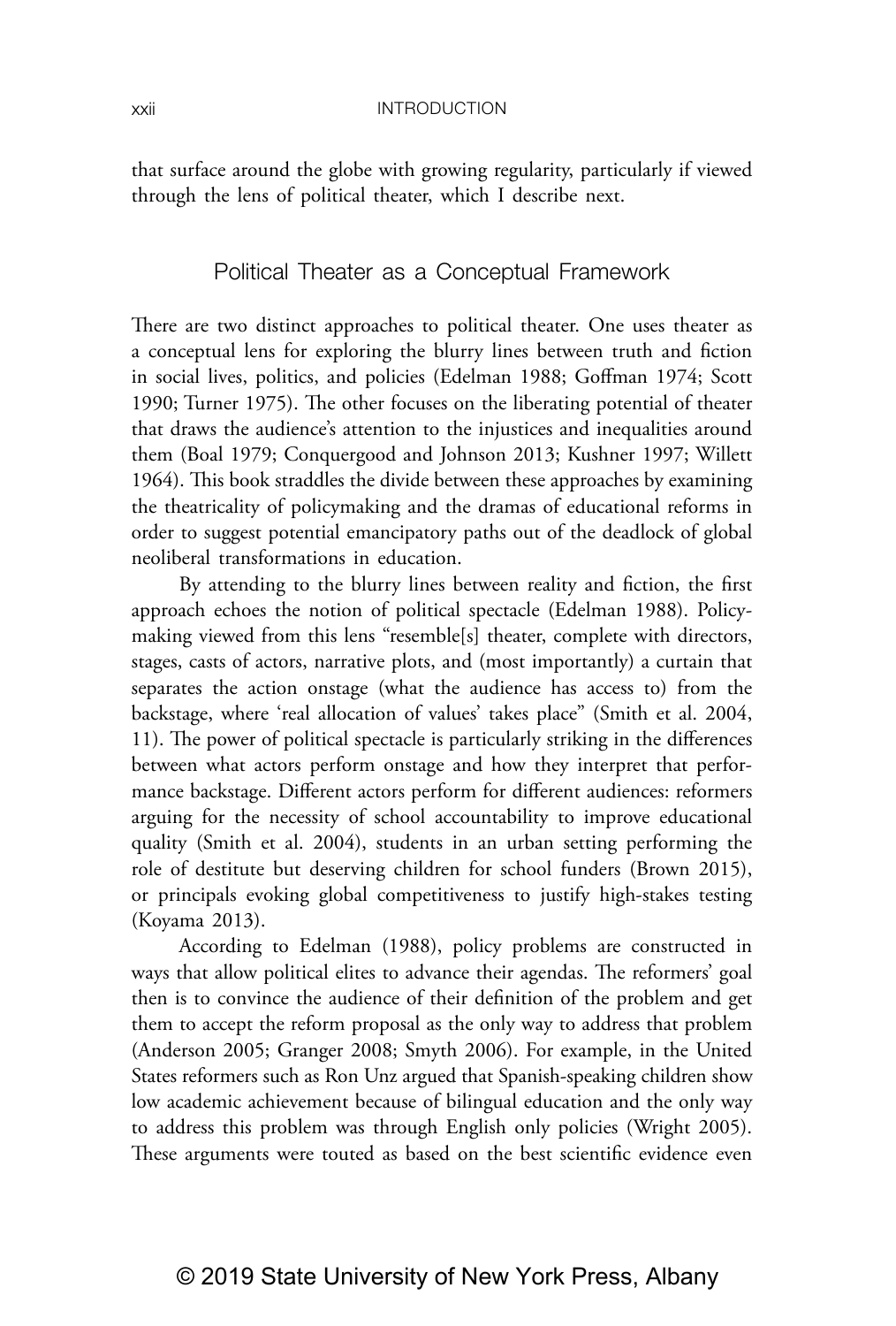that surface around the globe with growing regularity, particularly if viewed through the lens of political theater, which I describe next.

## Political Theater as a Conceptual Framework

There are two distinct approaches to political theater. One uses theater as a conceptual lens for exploring the blurry lines between truth and fiction in social lives, politics, and policies (Edelman 1988; Goffman 1974; Scott 1990; Turner 1975). The other focuses on the liberating potential of theater that draws the audience's attention to the injustices and inequalities around them (Boal 1979; Conquergood and Johnson 2013; Kushner 1997; Willett 1964). This book straddles the divide between these approaches by examining the theatricality of policymaking and the dramas of educational reforms in order to suggest potential emancipatory paths out of the deadlock of global neoliberal transformations in education.

By attending to the blurry lines between reality and fiction, the first approach echoes the notion of political spectacle (Edelman 1988). Policymaking viewed from this lens "resemble[s] theater, complete with directors, stages, casts of actors, narrative plots, and (most importantly) a curtain that separates the action onstage (what the audience has access to) from the backstage, where 'real allocation of values' takes place" (Smith et al. 2004, 11). The power of political spectacle is particularly striking in the differences between what actors perform onstage and how they interpret that performance backstage. Different actors perform for different audiences: reformers arguing for the necessity of school accountability to improve educational quality (Smith et al. 2004), students in an urban setting performing the role of destitute but deserving children for school funders (Brown 2015), or principals evoking global competitiveness to justify high-stakes testing (Koyama 2013).

According to Edelman (1988), policy problems are constructed in ways that allow political elites to advance their agendas. The reformers' goal then is to convince the audience of their definition of the problem and get them to accept the reform proposal as the only way to address that problem (Anderson 2005; Granger 2008; Smyth 2006). For example, in the United States reformers such as Ron Unz argued that Spanish-speaking children show low academic achievement because of bilingual education and the only way to address this problem was through English only policies (Wright 2005). These arguments were touted as based on the best scientific evidence even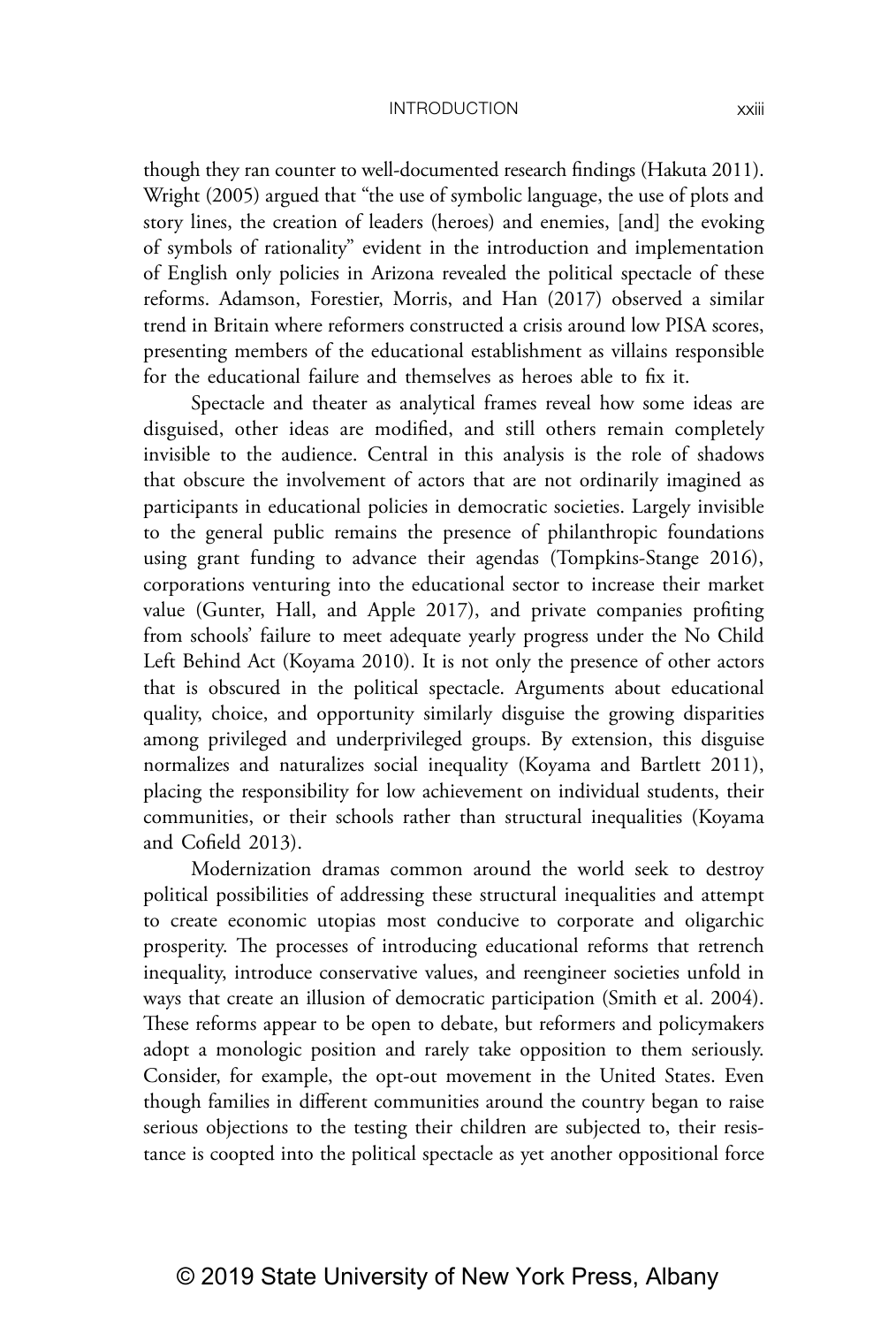though they ran counter to well-documented research findings (Hakuta 2011). Wright (2005) argued that "the use of symbolic language, the use of plots and story lines, the creation of leaders (heroes) and enemies, [and] the evoking of symbols of rationality" evident in the introduction and implementation of English only policies in Arizona revealed the political spectacle of these reforms. Adamson, Forestier, Morris, and Han (2017) observed a similar trend in Britain where reformers constructed a crisis around low PISA scores, presenting members of the educational establishment as villains responsible for the educational failure and themselves as heroes able to fix it.

Spectacle and theater as analytical frames reveal how some ideas are disguised, other ideas are modified, and still others remain completely invisible to the audience. Central in this analysis is the role of shadows that obscure the involvement of actors that are not ordinarily imagined as participants in educational policies in democratic societies. Largely invisible to the general public remains the presence of philanthropic foundations using grant funding to advance their agendas (Tompkins-Stange 2016), corporations venturing into the educational sector to increase their market value (Gunter, Hall, and Apple 2017), and private companies profiting from schools' failure to meet adequate yearly progress under the No Child Left Behind Act (Koyama 2010). It is not only the presence of other actors that is obscured in the political spectacle. Arguments about educational quality, choice, and opportunity similarly disguise the growing disparities among privileged and underprivileged groups. By extension, this disguise normalizes and naturalizes social inequality (Koyama and Bartlett 2011), placing the responsibility for low achievement on individual students, their communities, or their schools rather than structural inequalities (Koyama and Cofield 2013).

Modernization dramas common around the world seek to destroy political possibilities of addressing these structural inequalities and attempt to create economic utopias most conducive to corporate and oligarchic prosperity. The processes of introducing educational reforms that retrench inequality, introduce conservative values, and reengineer societies unfold in ways that create an illusion of democratic participation (Smith et al. 2004). These reforms appear to be open to debate, but reformers and policymakers adopt a monologic position and rarely take opposition to them seriously. Consider, for example, the opt-out movement in the United States. Even though families in different communities around the country began to raise serious objections to the testing their children are subjected to, their resistance is coopted into the political spectacle as yet another oppositional force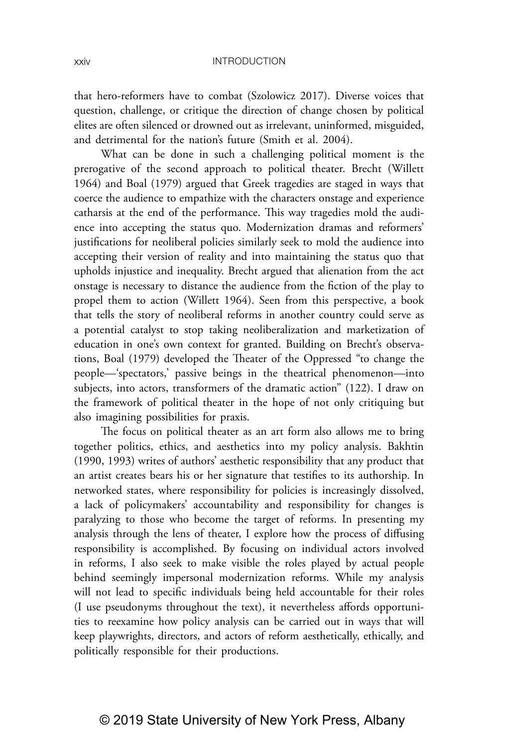that hero-reformers have to combat (Szolowicz 2017). Diverse voices that question, challenge, or critique the direction of change chosen by political elites are often silenced or drowned out as irrelevant, uninformed, misguided, and detrimental for the nation's future (Smith et al. 2004).

What can be done in such a challenging political moment is the prerogative of the second approach to political theater. Brecht (Willett 1964) and Boal (1979) argued that Greek tragedies are staged in ways that coerce the audience to empathize with the characters onstage and experience catharsis at the end of the performance. This way tragedies mold the audience into accepting the status quo. Modernization dramas and reformers' justifications for neoliberal policies similarly seek to mold the audience into accepting their version of reality and into maintaining the status quo that upholds injustice and inequality. Brecht argued that alienation from the act onstage is necessary to distance the audience from the fiction of the play to propel them to action (Willett 1964). Seen from this perspective, a book that tells the story of neoliberal reforms in another country could serve as a potential catalyst to stop taking neoliberalization and marketization of education in one's own context for granted. Building on Brecht's observations, Boal (1979) developed the Theater of the Oppressed "to change the people—'spectators,' passive beings in the theatrical phenomenon—into subjects, into actors, transformers of the dramatic action" (122). I draw on the framework of political theater in the hope of not only critiquing but also imagining possibilities for praxis.

The focus on political theater as an art form also allows me to bring together politics, ethics, and aesthetics into my policy analysis. Bakhtin (1990, 1993) writes of authors' aesthetic responsibility that any product that an artist creates bears his or her signature that testifies to its authorship. In networked states, where responsibility for policies is increasingly dissolved, a lack of policymakers' accountability and responsibility for changes is paralyzing to those who become the target of reforms. In presenting my analysis through the lens of theater, I explore how the process of diffusing responsibility is accomplished. By focusing on individual actors involved in reforms, I also seek to make visible the roles played by actual people behind seemingly impersonal modernization reforms. While my analysis will not lead to specific individuals being held accountable for their roles (I use pseudonyms throughout the text), it nevertheless affords opportunities to reexamine how policy analysis can be carried out in ways that will keep playwrights, directors, and actors of reform aesthetically, ethically, and politically responsible for their productions.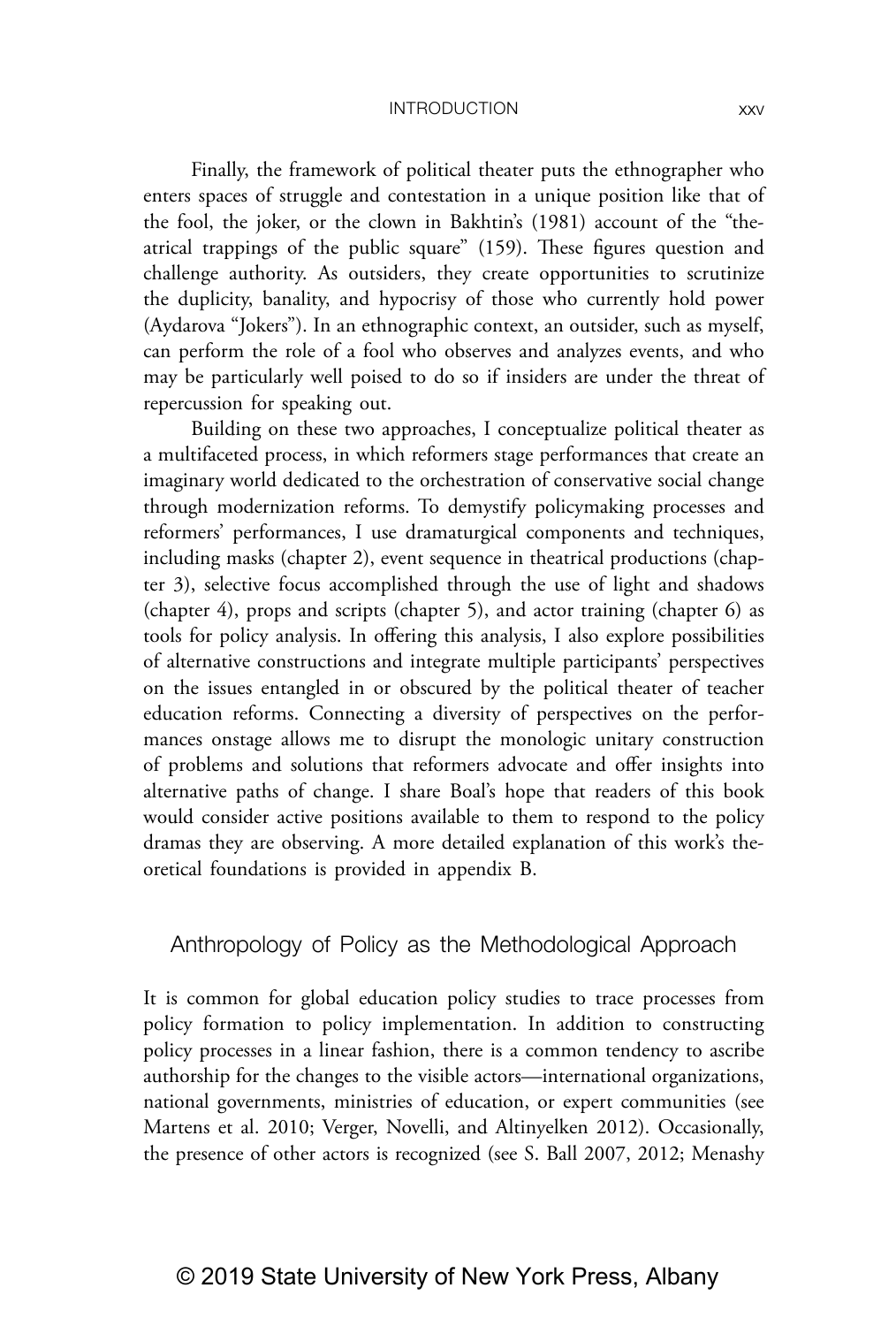Finally, the framework of political theater puts the ethnographer who enters spaces of struggle and contestation in a unique position like that of the fool, the joker, or the clown in Bakhtin's (1981) account of the "theatrical trappings of the public square" (159). These figures question and challenge authority. As outsiders, they create opportunities to scrutinize the duplicity, banality, and hypocrisy of those who currently hold power (Aydarova "Jokers"). In an ethnographic context, an outsider, such as myself, can perform the role of a fool who observes and analyzes events, and who may be particularly well poised to do so if insiders are under the threat of repercussion for speaking out.

Building on these two approaches, I conceptualize political theater as a multifaceted process, in which reformers stage performances that create an imaginary world dedicated to the orchestration of conservative social change through modernization reforms. To demystify policymaking processes and reformers' performances, I use dramaturgical components and techniques, including masks (chapter 2), event sequence in theatrical productions (chapter 3), selective focus accomplished through the use of light and shadows (chapter 4), props and scripts (chapter 5), and actor training (chapter 6) as tools for policy analysis. In offering this analysis, I also explore possibilities of alternative constructions and integrate multiple participants' perspectives on the issues entangled in or obscured by the political theater of teacher education reforms. Connecting a diversity of perspectives on the performances onstage allows me to disrupt the monologic unitary construction of problems and solutions that reformers advocate and offer insights into alternative paths of change. I share Boal's hope that readers of this book would consider active positions available to them to respond to the policy dramas they are observing. A more detailed explanation of this work's theoretical foundations is provided in appendix B.

## Anthropology of Policy as the Methodological Approach

It is common for global education policy studies to trace processes from policy formation to policy implementation. In addition to constructing policy processes in a linear fashion, there is a common tendency to ascribe authorship for the changes to the visible actors—international organizations, national governments, ministries of education, or expert communities (see Martens et al. 2010; Verger, Novelli, and Altinyelken 2012). Occasionally, the presence of other actors is recognized (see S. Ball 2007, 2012; Menashy

© 2019 State University of New York Press, Albany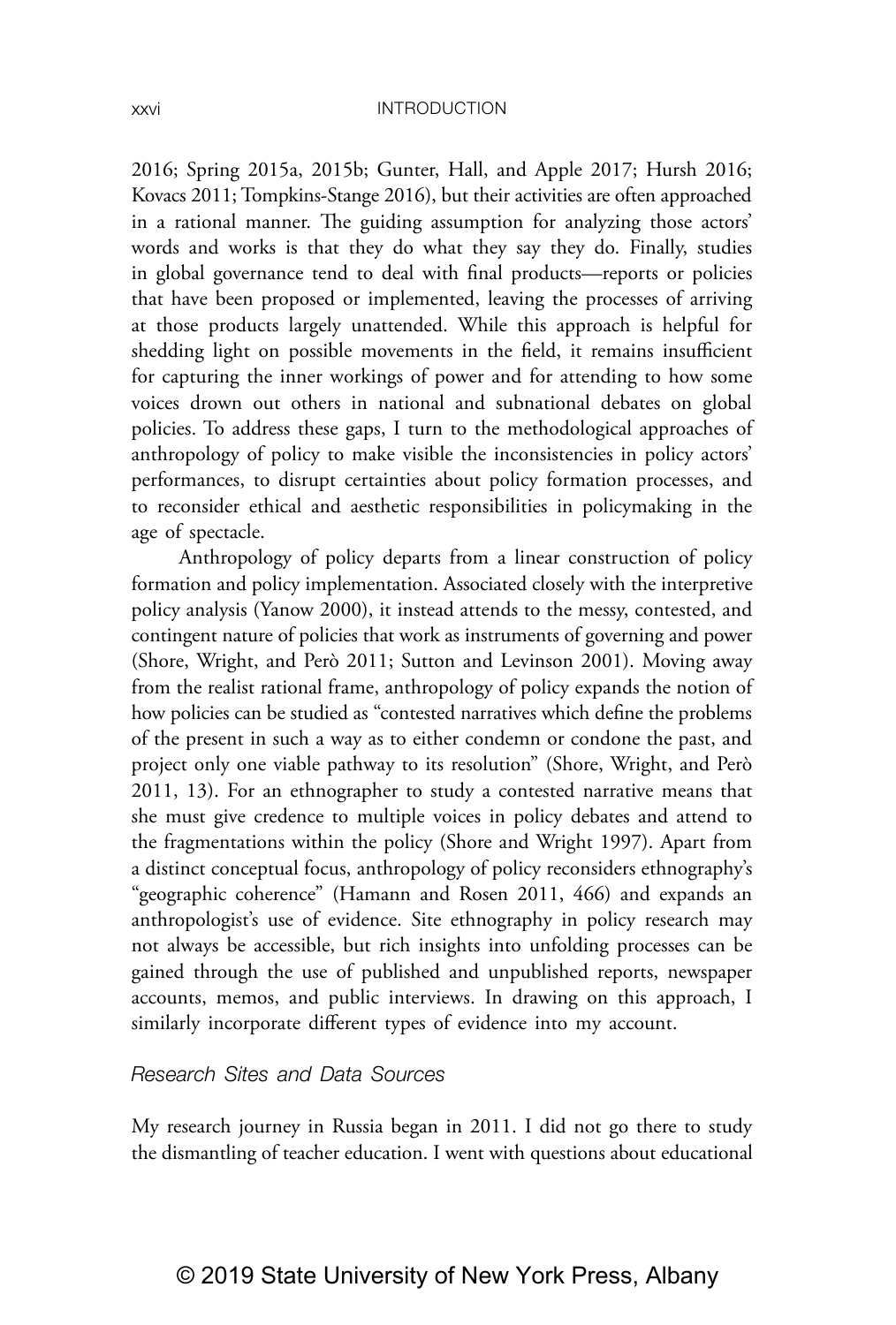2016; Spring 2015a, 2015b; Gunter, Hall, and Apple 2017; Hursh 2016; Kovacs 2011; Tompkins-Stange 2016), but their activities are often approached in a rational manner. The guiding assumption for analyzing those actors' words and works is that they do what they say they do. Finally, studies in global governance tend to deal with final products—reports or policies that have been proposed or implemented, leaving the processes of arriving at those products largely unattended. While this approach is helpful for shedding light on possible movements in the field, it remains insufficient for capturing the inner workings of power and for attending to how some voices drown out others in national and subnational debates on global policies. To address these gaps, I turn to the methodological approaches of anthropology of policy to make visible the inconsistencies in policy actors' performances, to disrupt certainties about policy formation processes, and to reconsider ethical and aesthetic responsibilities in policymaking in the age of spectacle.

Anthropology of policy departs from a linear construction of policy formation and policy implementation. Associated closely with the interpretive policy analysis (Yanow 2000), it instead attends to the messy, contested, and contingent nature of policies that work as instruments of governing and power (Shore, Wright, and Però 2011; Sutton and Levinson 2001). Moving away from the realist rational frame, anthropology of policy expands the notion of how policies can be studied as "contested narratives which define the problems of the present in such a way as to either condemn or condone the past, and project only one viable pathway to its resolution" (Shore, Wright, and Però 2011, 13). For an ethnographer to study a contested narrative means that she must give credence to multiple voices in policy debates and attend to the fragmentations within the policy (Shore and Wright 1997). Apart from a distinct conceptual focus, anthropology of policy reconsiders ethnography's "geographic coherence" (Hamann and Rosen 2011, 466) and expands an anthropologist's use of evidence. Site ethnography in policy research may not always be accessible, but rich insights into unfolding processes can be gained through the use of published and unpublished reports, newspaper accounts, memos, and public interviews. In drawing on this approach, I similarly incorporate different types of evidence into my account.

### *Research Sites and Data Sources*

My research journey in Russia began in 2011. I did not go there to study the dismantling of teacher education. I went with questions about educational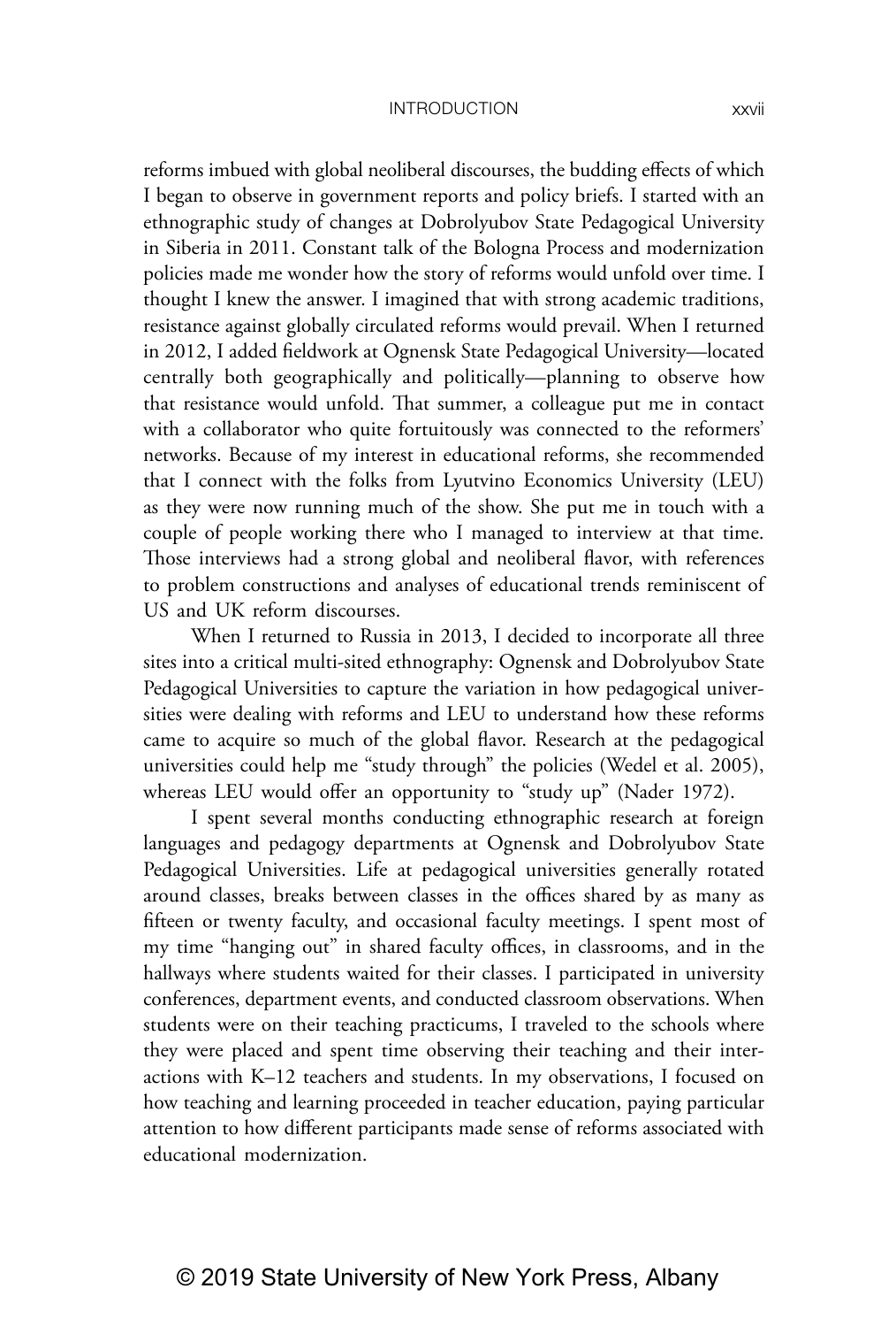reforms imbued with global neoliberal discourses, the budding effects of which I began to observe in government reports and policy briefs. I started with an ethnographic study of changes at Dobrolyubov State Pedagogical University in Siberia in 2011. Constant talk of the Bologna Process and modernization policies made me wonder how the story of reforms would unfold over time. I thought I knew the answer. I imagined that with strong academic traditions, resistance against globally circulated reforms would prevail. When I returned in 2012, I added fieldwork at Ognensk State Pedagogical University—located centrally both geographically and politically—planning to observe how that resistance would unfold. That summer, a colleague put me in contact with a collaborator who quite fortuitously was connected to the reformers' networks. Because of my interest in educational reforms, she recommended that I connect with the folks from Lyutvino Economics University (LEU) as they were now running much of the show. She put me in touch with a couple of people working there who I managed to interview at that time. Those interviews had a strong global and neoliberal flavor, with references to problem constructions and analyses of educational trends reminiscent of US and UK reform discourses.

When I returned to Russia in 2013, I decided to incorporate all three sites into a critical multi-sited ethnography: Ognensk and Dobrolyubov State Pedagogical Universities to capture the variation in how pedagogical universities were dealing with reforms and LEU to understand how these reforms came to acquire so much of the global flavor. Research at the pedagogical universities could help me "study through" the policies (Wedel et al. 2005), whereas LEU would offer an opportunity to "study up" (Nader 1972).

I spent several months conducting ethnographic research at foreign languages and pedagogy departments at Ognensk and Dobrolyubov State Pedagogical Universities. Life at pedagogical universities generally rotated around classes, breaks between classes in the offices shared by as many as fifteen or twenty faculty, and occasional faculty meetings. I spent most of my time "hanging out" in shared faculty offices, in classrooms, and in the hallways where students waited for their classes. I participated in university conferences, department events, and conducted classroom observations. When students were on their teaching practicums, I traveled to the schools where they were placed and spent time observing their teaching and their interactions with K–12 teachers and students. In my observations, I focused on how teaching and learning proceeded in teacher education, paying particular attention to how different participants made sense of reforms associated with educational modernization.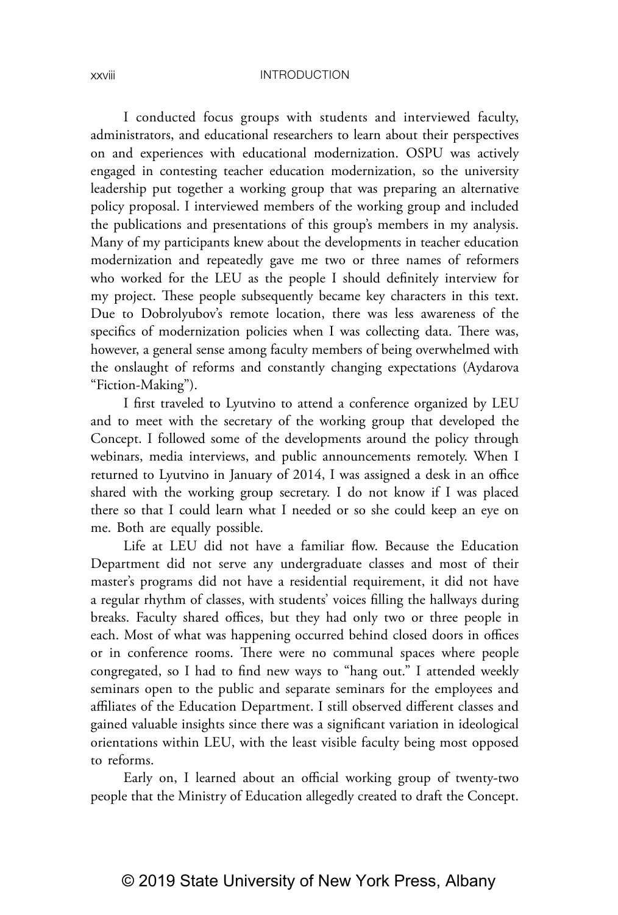I conducted focus groups with students and interviewed faculty, administrators, and educational researchers to learn about their perspectives on and experiences with educational modernization. OSPU was actively engaged in contesting teacher education modernization, so the university leadership put together a working group that was preparing an alternative policy proposal. I interviewed members of the working group and included the publications and presentations of this group's members in my analysis. Many of my participants knew about the developments in teacher education modernization and repeatedly gave me two or three names of reformers who worked for the LEU as the people I should definitely interview for my project. These people subsequently became key characters in this text. Due to Dobrolyubov's remote location, there was less awareness of the specifics of modernization policies when I was collecting data. There was, however, a general sense among faculty members of being overwhelmed with the onslaught of reforms and constantly changing expectations (Aydarova "Fiction-Making").

I first traveled to Lyutvino to attend a conference organized by LEU and to meet with the secretary of the working group that developed the Concept. I followed some of the developments around the policy through webinars, media interviews, and public announcements remotely. When I returned to Lyutvino in January of 2014, I was assigned a desk in an office shared with the working group secretary. I do not know if I was placed there so that I could learn what I needed or so she could keep an eye on me. Both are equally possible.

Life at LEU did not have a familiar flow. Because the Education Department did not serve any undergraduate classes and most of their master's programs did not have a residential requirement, it did not have a regular rhythm of classes, with students' voices filling the hallways during breaks. Faculty shared offices, but they had only two or three people in each. Most of what was happening occurred behind closed doors in offices or in conference rooms. There were no communal spaces where people congregated, so I had to find new ways to "hang out." I attended weekly seminars open to the public and separate seminars for the employees and affiliates of the Education Department. I still observed different classes and gained valuable insights since there was a significant variation in ideological orientations within LEU, with the least visible faculty being most opposed to reforms.

Early on, I learned about an official working group of twenty-two people that the Ministry of Education allegedly created to draft the Concept.

© 2019 State University of New York Press, Albany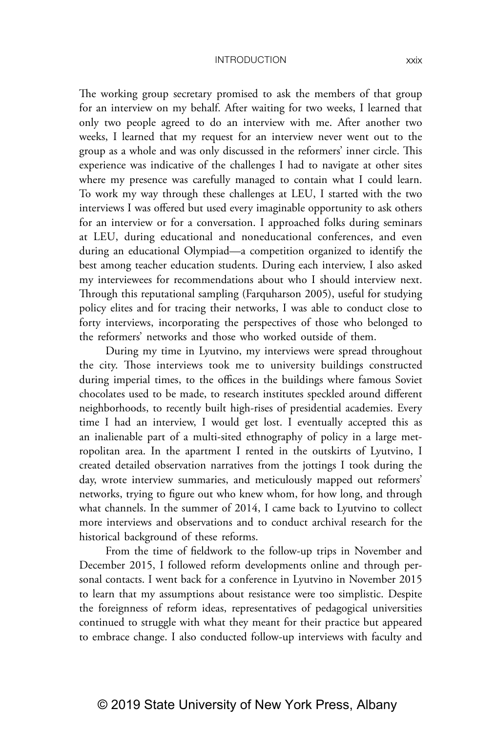The working group secretary promised to ask the members of that group for an interview on my behalf. After waiting for two weeks, I learned that only two people agreed to do an interview with me. After another two weeks, I learned that my request for an interview never went out to the group as a whole and was only discussed in the reformers' inner circle. This experience was indicative of the challenges I had to navigate at other sites where my presence was carefully managed to contain what I could learn. To work my way through these challenges at LEU, I started with the two interviews I was offered but used every imaginable opportunity to ask others for an interview or for a conversation. I approached folks during seminars at LEU, during educational and noneducational conferences, and even during an educational Olympiad—a competition organized to identify the best among teacher education students. During each interview, I also asked my interviewees for recommendations about who I should interview next. Through this reputational sampling (Farquharson 2005), useful for studying policy elites and for tracing their networks, I was able to conduct close to forty interviews, incorporating the perspectives of those who belonged to the reformers' networks and those who worked outside of them.

During my time in Lyutvino, my interviews were spread throughout the city. Those interviews took me to university buildings constructed during imperial times, to the offices in the buildings where famous Soviet chocolates used to be made, to research institutes speckled around different neighborhoods, to recently built high-rises of presidential academies. Every time I had an interview, I would get lost. I eventually accepted this as an inalienable part of a multi-sited ethnography of policy in a large metropolitan area. In the apartment I rented in the outskirts of Lyutvino, I created detailed observation narratives from the jottings I took during the day, wrote interview summaries, and meticulously mapped out reformers' networks, trying to figure out who knew whom, for how long, and through what channels. In the summer of 2014, I came back to Lyutvino to collect more interviews and observations and to conduct archival research for the historical background of these reforms.

From the time of fieldwork to the follow-up trips in November and December 2015, I followed reform developments online and through personal contacts. I went back for a conference in Lyutvino in November 2015 to learn that my assumptions about resistance were too simplistic. Despite the foreignness of reform ideas, representatives of pedagogical universities continued to struggle with what they meant for their practice but appeared to embrace change. I also conducted follow-up interviews with faculty and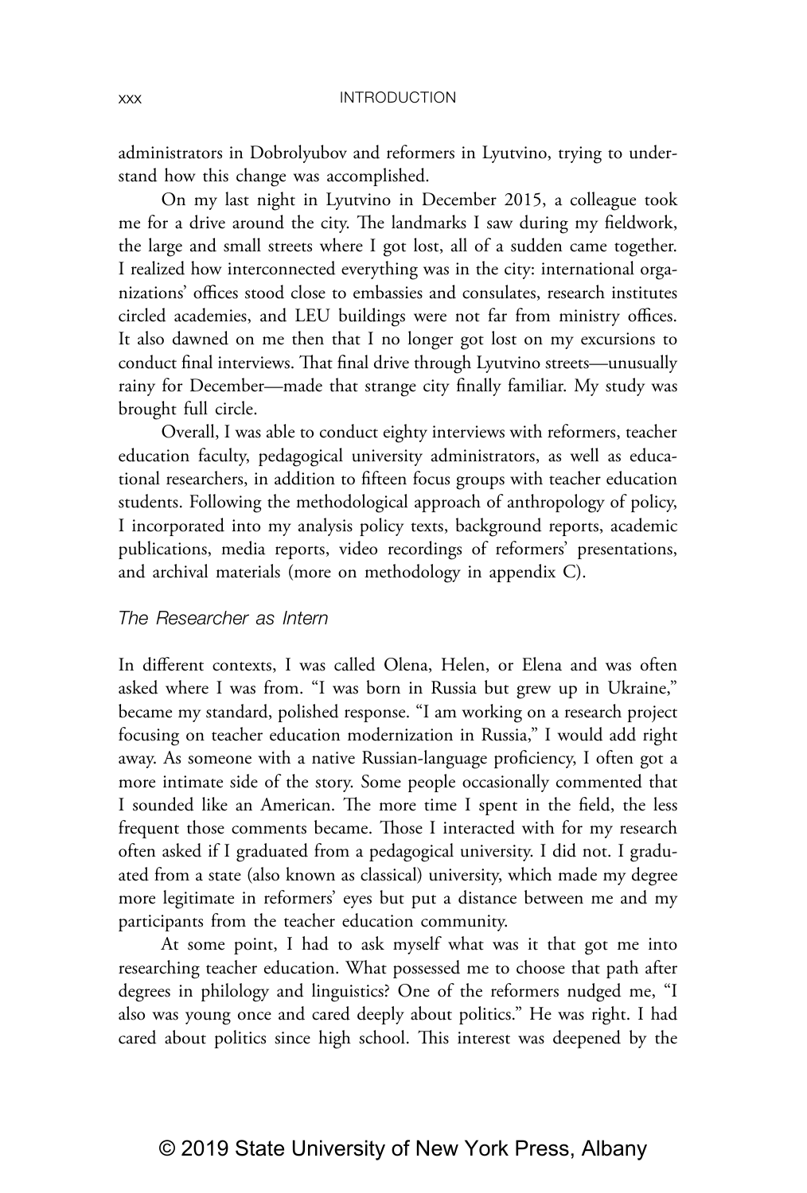administrators in Dobrolyubov and reformers in Lyutvino, trying to understand how this change was accomplished.

On my last night in Lyutvino in December 2015, a colleague took me for a drive around the city. The landmarks I saw during my fieldwork, the large and small streets where I got lost, all of a sudden came together. I realized how interconnected everything was in the city: international organizations' offices stood close to embassies and consulates, research institutes circled academies, and LEU buildings were not far from ministry offices. It also dawned on me then that I no longer got lost on my excursions to conduct final interviews. That final drive through Lyutvino streets—unusually rainy for December—made that strange city finally familiar. My study was brought full circle.

Overall, I was able to conduct eighty interviews with reformers, teacher education faculty, pedagogical university administrators, as well as educational researchers, in addition to fifteen focus groups with teacher education students. Following the methodological approach of anthropology of policy, I incorporated into my analysis policy texts, background reports, academic publications, media reports, video recordings of reformers' presentations, and archival materials (more on methodology in appendix C).

### *The Researcher as Intern*

In different contexts, I was called Olena, Helen, or Elena and was often asked where I was from. "I was born in Russia but grew up in Ukraine," became my standard, polished response. "I am working on a research project focusing on teacher education modernization in Russia," I would add right away. As someone with a native Russian-language proficiency, I often got a more intimate side of the story. Some people occasionally commented that I sounded like an American. The more time I spent in the field, the less frequent those comments became. Those I interacted with for my research often asked if I graduated from a pedagogical university. I did not. I graduated from a state (also known as classical) university, which made my degree more legitimate in reformers' eyes but put a distance between me and my participants from the teacher education community.

At some point, I had to ask myself what was it that got me into researching teacher education. What possessed me to choose that path after degrees in philology and linguistics? One of the reformers nudged me, "I also was young once and cared deeply about politics." He was right. I had cared about politics since high school. This interest was deepened by the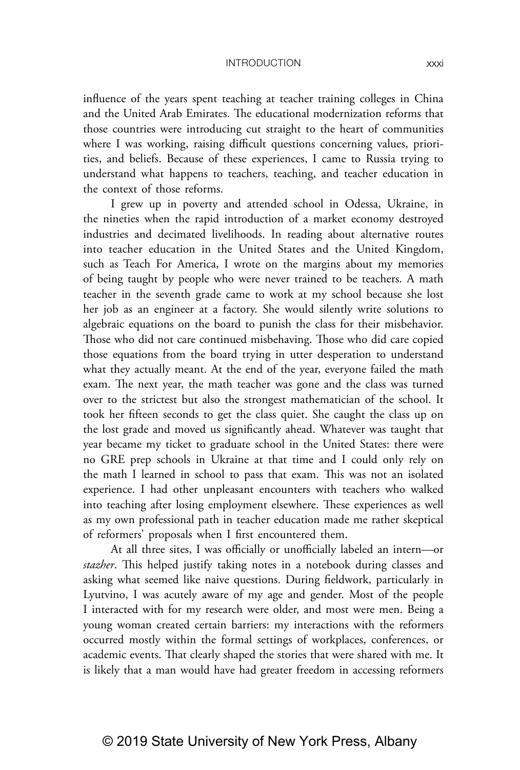influence of the years spent teaching at teacher training colleges in China and the United Arab Emirates. The educational modernization reforms that those countries were introducing cut straight to the heart of communities where I was working, raising difficult questions concerning values, priorities, and beliefs. Because of these experiences, I came to Russia trying to understand what happens to teachers, teaching, and teacher education in the context of those reforms.

I grew up in poverty and attended school in Odessa, Ukraine, in the nineties when the rapid introduction of a market economy destroyed industries and decimated livelihoods. In reading about alternative routes into teacher education in the United States and the United Kingdom, such as Teach For America, I wrote on the margins about my memories of being taught by people who were never trained to be teachers. A math teacher in the seventh grade came to work at my school because she lost her job as an engineer at a factory. She would silently write solutions to algebraic equations on the board to punish the class for their misbehavior. Those who did not care continued misbehaving. Those who did care copied those equations from the board trying in utter desperation to understand what they actually meant. At the end of the year, everyone failed the math exam. The next year, the math teacher was gone and the class was turned over to the strictest but also the strongest mathematician of the school. It took her fifteen seconds to get the class quiet. She caught the class up on the lost grade and moved us significantly ahead. Whatever was taught that year became my ticket to graduate school in the United States: there were no GRE prep schools in Ukraine at that time and I could only rely on the math I learned in school to pass that exam. This was not an isolated experience. I had other unpleasant encounters with teachers who walked into teaching after losing employment elsewhere. These experiences as well as my own professional path in teacher education made me rather skeptical of reformers' proposals when I first encountered them.

At all three sites, I was officially or unofficially labeled an intern—or *stazher*. This helped justify taking notes in a notebook during classes and asking what seemed like naive questions. During fieldwork, particularly in Lyutvino, I was acutely aware of my age and gender. Most of the people I interacted with for my research were older, and most were men. Being a young woman created certain barriers: my interactions with the reformers occurred mostly within the formal settings of workplaces, conferences, or academic events. That clearly shaped the stories that were shared with me. It is likely that a man would have had greater freedom in accessing reformers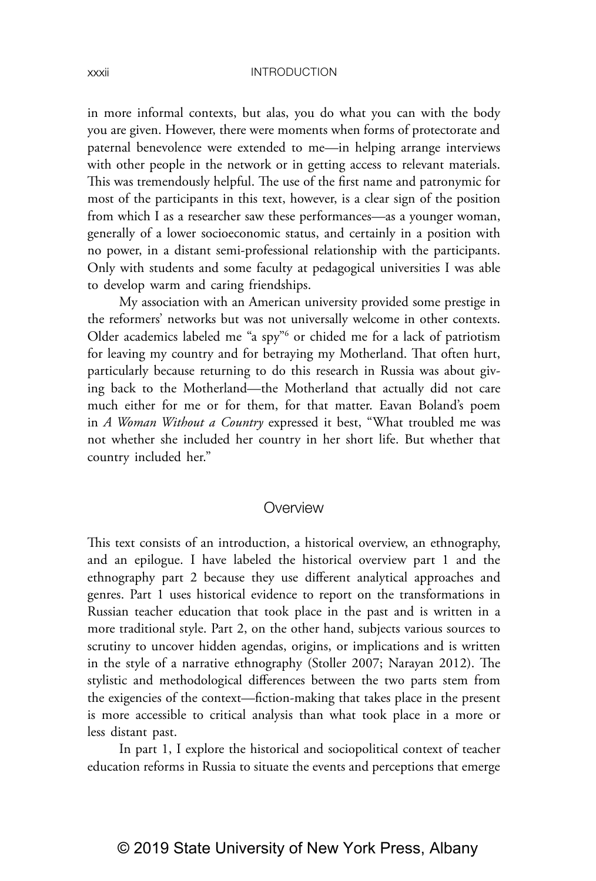in more informal contexts, but alas, you do what you can with the body you are given. However, there were moments when forms of protectorate and paternal benevolence were extended to me—in helping arrange interviews with other people in the network or in getting access to relevant materials. This was tremendously helpful. The use of the first name and patronymic for most of the participants in this text, however, is a clear sign of the position from which I as a researcher saw these performances—as a younger woman, generally of a lower socioeconomic status, and certainly in a position with no power, in a distant semi-professional relationship with the participants. Only with students and some faculty at pedagogical universities I was able to develop warm and caring friendships.

My association with an American university provided some prestige in the reformers' networks but was not universally welcome in other contexts. Older academics labeled me "a spy"[6] or chided me for a lack of patriotism for leaving my country and for betraying my Motherland. That often hurt, particularly because returning to do this research in Russia was about giving back to the Motherland—the Motherland that actually did not care much either for me or for them, for that matter. Eavan Boland's poem in *A Woman Without a Country* expressed it best, "What troubled me was not whether she included her country in her short life. But whether that country included her."

## Overview

This text consists of an introduction, a historical overview, an ethnography, and an epilogue. I have labeled the historical overview part 1 and the ethnography part 2 because they use different analytical approaches and genres. Part 1 uses historical evidence to report on the transformations in Russian teacher education that took place in the past and is written in a more traditional style. Part 2, on the other hand, subjects various sources to scrutiny to uncover hidden agendas, origins, or implications and is written in the style of a narrative ethnography (Stoller 2007; Narayan 2012). The stylistic and methodological differences between the two parts stem from the exigencies of the context—fiction-making that takes place in the present is more accessible to critical analysis than what took place in a more or less distant past.

In part 1, I explore the historical and sociopolitical context of teacher education reforms in Russia to situate the events and perceptions that emerge